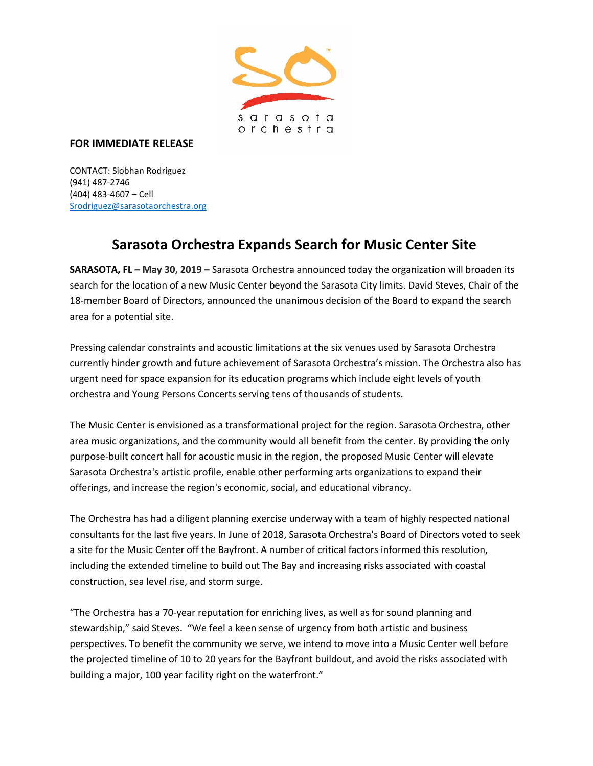**FOR IMMEDIATE RELEASE**

CONTACT: Siobhan Rodriguez
(941) 487-2746
(404) 483-4607 – Cell
Srodriguez@sarasotaorchestra.org

# Sarasota Orchestra Expands Search for Music Center Site

**SARASOTA, FL – May 30, 2019 –** Sarasota Orchestra announced today the organization will broaden its search for the location of a new Music Center beyond the Sarasota City limits. David Steves, Chair of the 18-member Board of Directors, announced the unanimous decision of the Board to expand the search area for a potential site.

Pressing calendar constraints and acoustic limitations at the six venues used by Sarasota Orchestra currently hinder growth and future achievement of Sarasota Orchestra's mission. The Orchestra also has urgent need for space expansion for its education programs which include eight levels of youth orchestra and Young Persons Concerts serving tens of thousands of students.

The Music Center is envisioned as a transformational project for the region. Sarasota Orchestra, other area music organizations, and the community would all benefit from the center. By providing the only purpose-built concert hall for acoustic music in the region, the proposed Music Center will elevate Sarasota Orchestra's artistic profile, enable other performing arts organizations to expand their offerings, and increase the region's economic, social, and educational vibrancy.

The Orchestra has had a diligent planning exercise underway with a team of highly respected national consultants for the last five years. In June of 2018, Sarasota Orchestra's Board of Directors voted to seek a site for the Music Center off the Bayfront. A number of critical factors informed this resolution, including the extended timeline to build out The Bay and increasing risks associated with coastal construction, sea level rise, and storm surge.

"The Orchestra has a 70-year reputation for enriching lives, as well as for sound planning and stewardship," said Steves. "We feel a keen sense of urgency from both artistic and business perspectives. To benefit the community we serve, we intend to move into a Music Center well before the projected timeline of 10 to 20 years for the Bayfront buildout, and avoid the risks associated with building a major, 100 year facility right on the waterfront."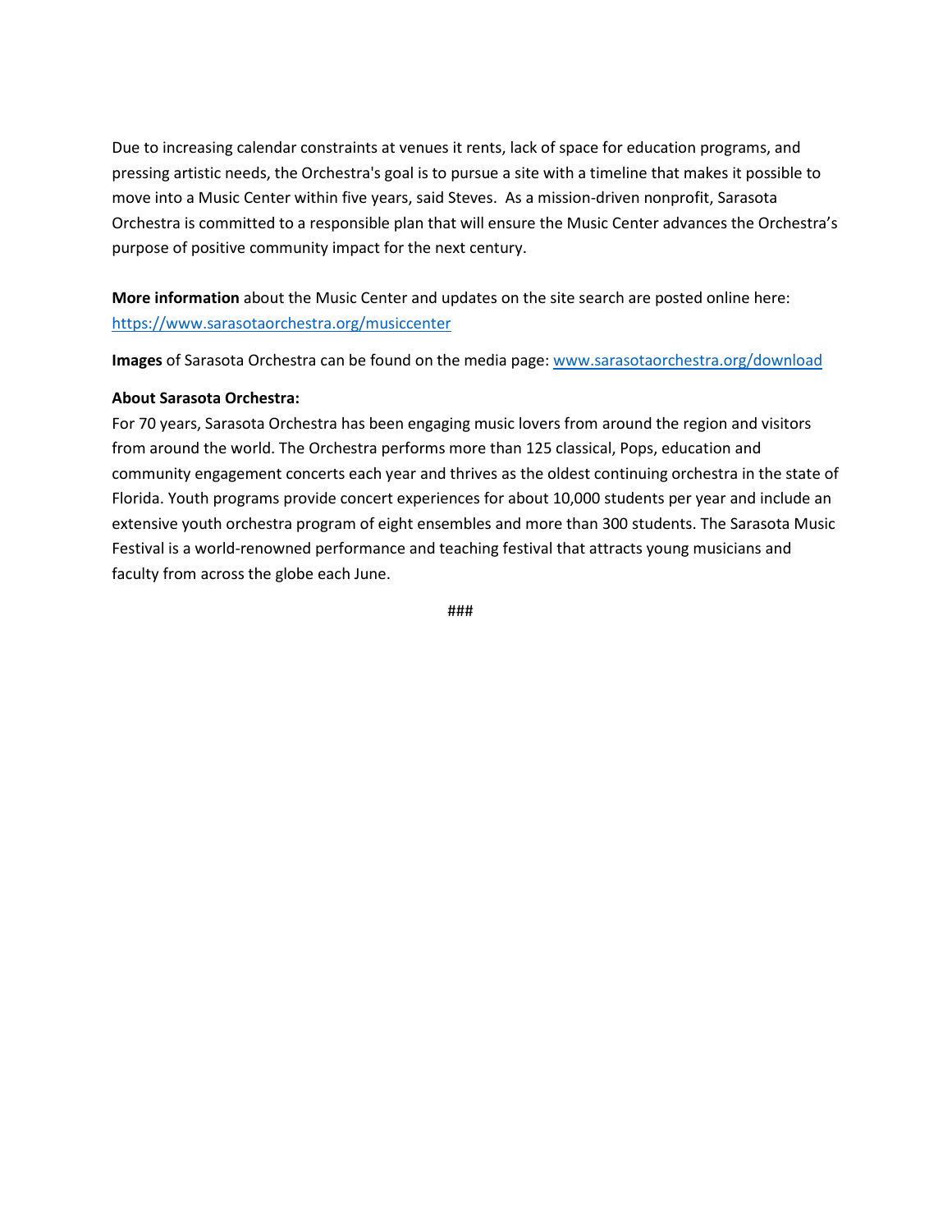Due to increasing calendar constraints at venues it rents, lack of space for education programs, and pressing artistic needs, the Orchestra's goal is to pursue a site with a timeline that makes it possible to move into a Music Center within five years, said Steves. As a mission-driven nonprofit, Sarasota Orchestra is committed to a responsible plan that will ensure the Music Center advances the Orchestra's purpose of positive community impact for the next century.

**More information** about the Music Center and updates on the site search are posted online here: [https://www.sarasotaorchestra.org/musiccenter](https://www.sarasotaorchestra.org/musiccenter)

**Images** of Sarasota Orchestra can be found on the media page: [www.sarasotaorchestra.org/download](http://www.sarasotaorchestra.org/download)

**About Sarasota Orchestra:**
For 70 years, Sarasota Orchestra has been engaging music lovers from around the region and visitors from around the world. The Orchestra performs more than 125 classical, Pops, education and community engagement concerts each year and thrives as the oldest continuing orchestra in the state of Florida. Youth programs provide concert experiences for about 10,000 students per year and include an extensive youth orchestra program of eight ensembles and more than 300 students. The Sarasota Music Festival is a world-renowned performance and teaching festival that attracts young musicians and faculty from across the globe each June.

###